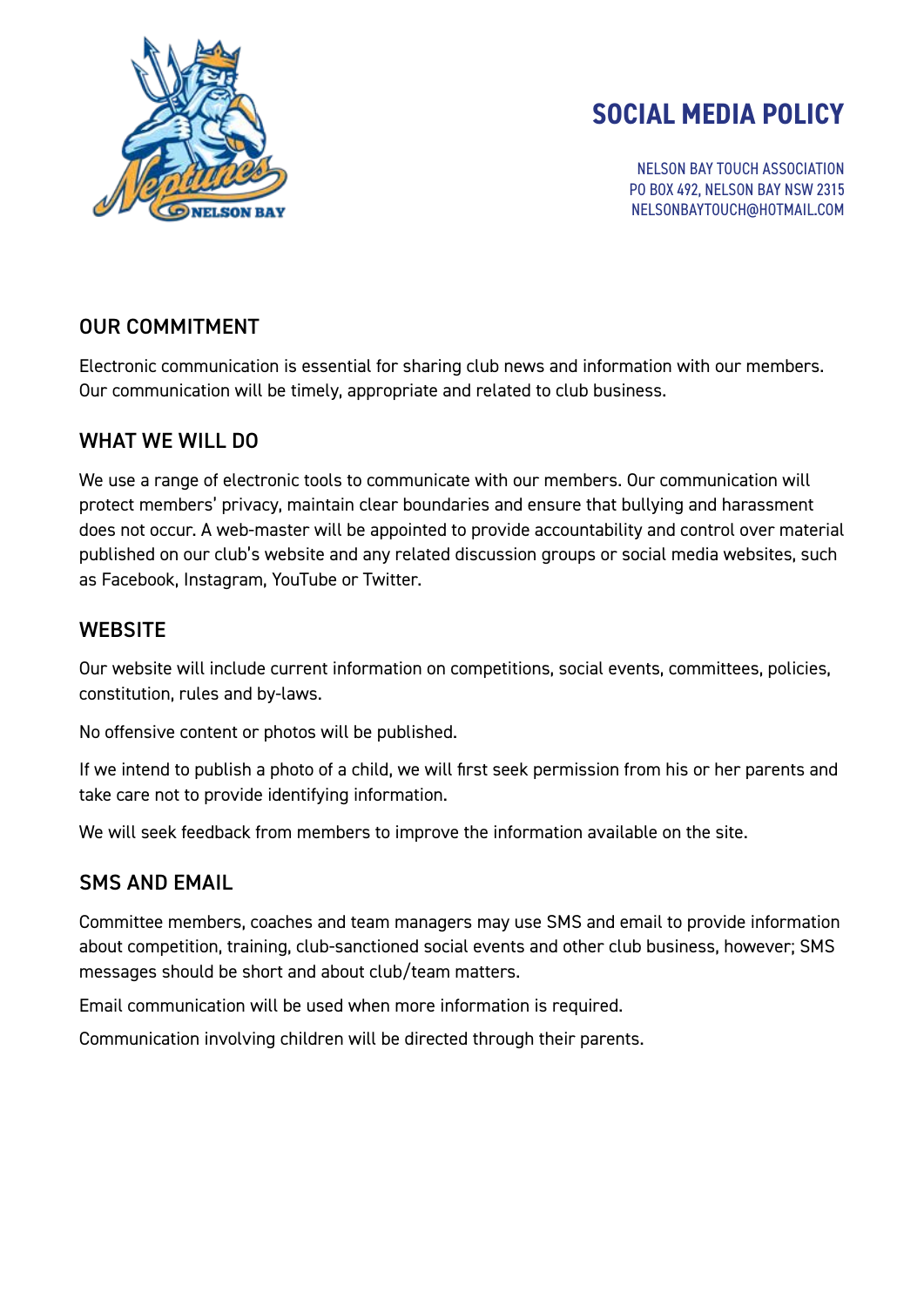# SOCIAL MEDIA POLICY

NELSON BAY TOUCH ASSOCIATION
PO BOX 492, NELSON BAY NSW 2315
NELSONBAYTOUCH@HOTMAIL.COM

## OUR COMMITMENT

Electronic communication is essential for sharing club news and information with our members. Our communication will be timely, appropriate and related to club business.

## WHAT WE WILL DO

We use a range of electronic tools to communicate with our members. Our communication will protect members' privacy, maintain clear boundaries and ensure that bullying and harassment does not occur. A web-master will be appointed to provide accountability and control over material published on our club's website and any related discussion groups or social media websites, such as Facebook, Instagram, YouTube or Twitter.

## WEBSITE

Our website will include current information on competitions, social events, committees, policies, constitution, rules and by-laws.

No offensive content or photos will be published.

If we intend to publish a photo of a child, we will first seek permission from his or her parents and take care not to provide identifying information.

We will seek feedback from members to improve the information available on the site.

## SMS AND EMAIL

Committee members, coaches and team managers may use SMS and email to provide information about competition, training, club-sanctioned social events and other club business, however; SMS messages should be short and about club/team matters.

Email communication will be used when more information is required.

Communication involving children will be directed through their parents.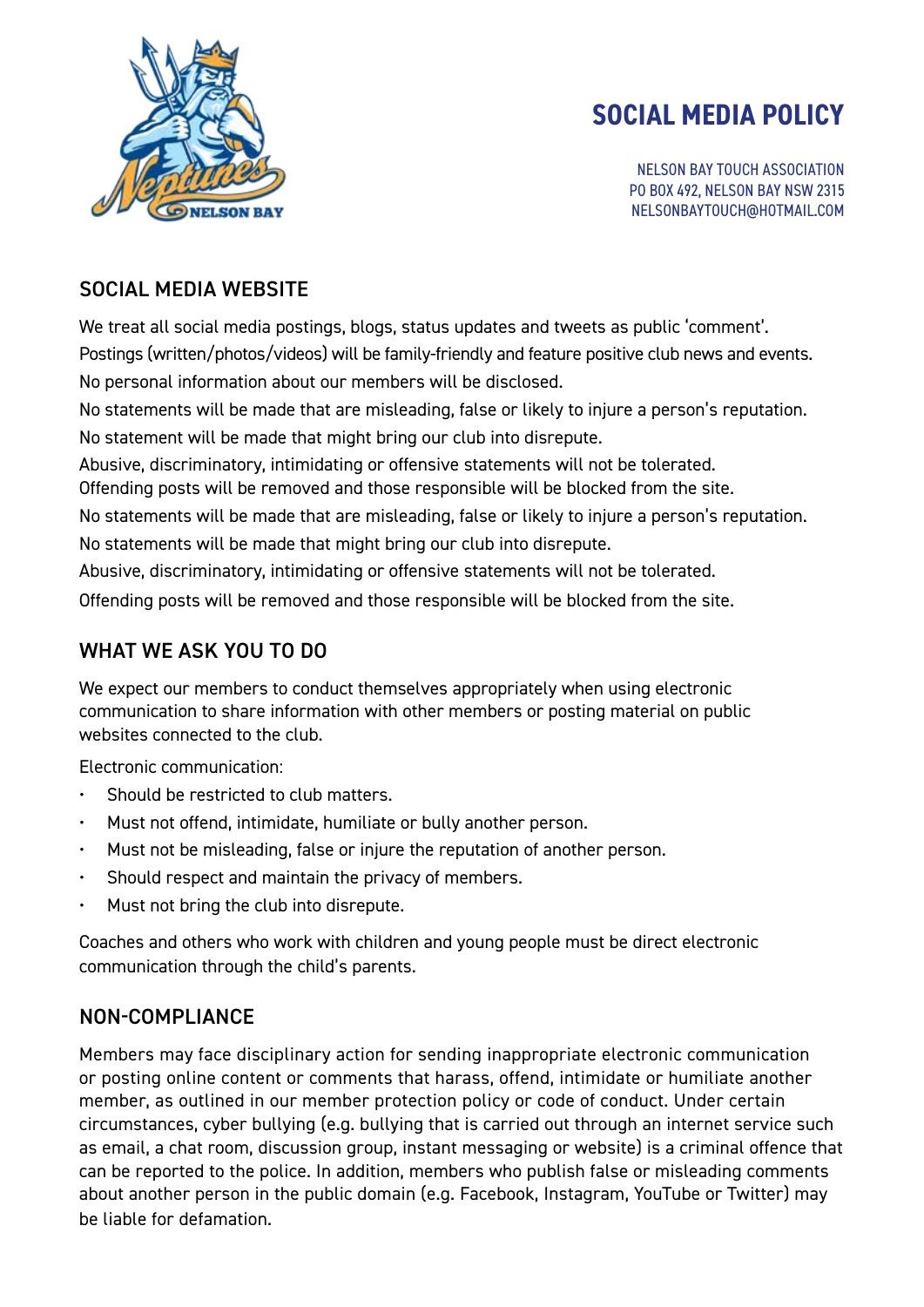# SOCIAL MEDIA POLICY

NELSON BAY TOUCH ASSOCIATION
PO BOX 492, NELSON BAY NSW 2315
NELSONBAYTOUCH@HOTMAIL.COM

## SOCIAL MEDIA WEBSITE

We treat all social media postings, blogs, status updates and tweets as public 'comment'.
Postings (written/photos/videos) will be family-friendly and feature positive club news and events.
No personal information about our members will be disclosed.
No statements will be made that are misleading, false or likely to injure a person's reputation.
No statement will be made that might bring our club into disrepute.
Abusive, discriminatory, intimidating or offensive statements will not be tolerated.
Offending posts will be removed and those responsible will be blocked from the site.
No statements will be made that are misleading, false or likely to injure a person's reputation.
No statements will be made that might bring our club into disrepute.
Abusive, discriminatory, intimidating or offensive statements will not be tolerated.
Offending posts will be removed and those responsible will be blocked from the site.

## WHAT WE ASK YOU TO DO

We expect our members to conduct themselves appropriately when using electronic communication to share information with other members or posting material on public websites connected to the club.

Electronic communication:

- Should be restricted to club matters.
- Must not offend, intimidate, humiliate or bully another person.
- Must not be misleading, false or injure the reputation of another person.
- Should respect and maintain the privacy of members.
- Must not bring the club into disrepute.

Coaches and others who work with children and young people must be direct electronic communication through the child's parents.

## NON-COMPLIANCE

Members may face disciplinary action for sending inappropriate electronic communication or posting online content or comments that harass, offend, intimidate or humiliate another member, as outlined in our member protection policy or code of conduct. Under certain circumstances, cyber bullying (e.g. bullying that is carried out through an internet service such as email, a chat room, discussion group, instant messaging or website) is a criminal offence that can be reported to the police. In addition, members who publish false or misleading comments about another person in the public domain (e.g. Facebook, Instagram, YouTube or Twitter) may be liable for defamation.